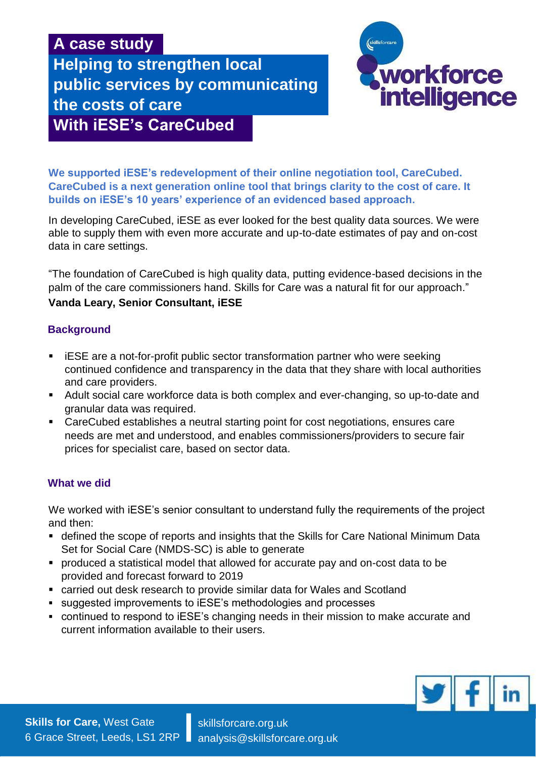**A case study**

# Helping to strengthen local public services by communicating the costs of care

## With iESE's CareCubed

**We supported iESE's redevelopment of their online negotiation tool, CareCubed. CareCubed is a next generation online tool that brings clarity to the cost of care. It builds on iESE's 10 years' experience of an evidenced based approach.**

In developing CareCubed, iESE as ever looked for the best quality data sources. We were able to supply them with even more accurate and up-to-date estimates of pay and on-cost data in care settings.

"The foundation of CareCubed is high quality data, putting evidence-based decisions in the palm of the care commissioners hand. Skills for Care was a natural fit for our approach."
**Vanda Leary, Senior Consultant, iESE**

### Background

- iESE are a not-for-profit public sector transformation partner who were seeking continued confidence and transparency in the data that they share with local authorities and care providers.
- Adult social care workforce data is both complex and ever-changing, so up-to-date and granular data was required.
- CareCubed establishes a neutral starting point for cost negotiations, ensures care needs are met and understood, and enables commissioners/providers to secure fair prices for specialist care, based on sector data.

### What we did

We worked with iESE's senior consultant to understand fully the requirements of the project and then:

- defined the scope of reports and insights that the Skills for Care National Minimum Data Set for Social Care (NMDS-SC) is able to generate
- produced a statistical model that allowed for accurate pay and on-cost data to be provided and forecast forward to 2019
- carried out desk research to provide similar data for Wales and Scotland
- suggested improvements to iESE's methodologies and processes
- continued to respond to iESE's changing needs in their mission to make accurate and current information available to their users.

**Skills for Care,** West Gate
6 Grace Street, Leeds, LS1 2RP

skillsforcare.org.uk
analysis@skillsforcare.org.uk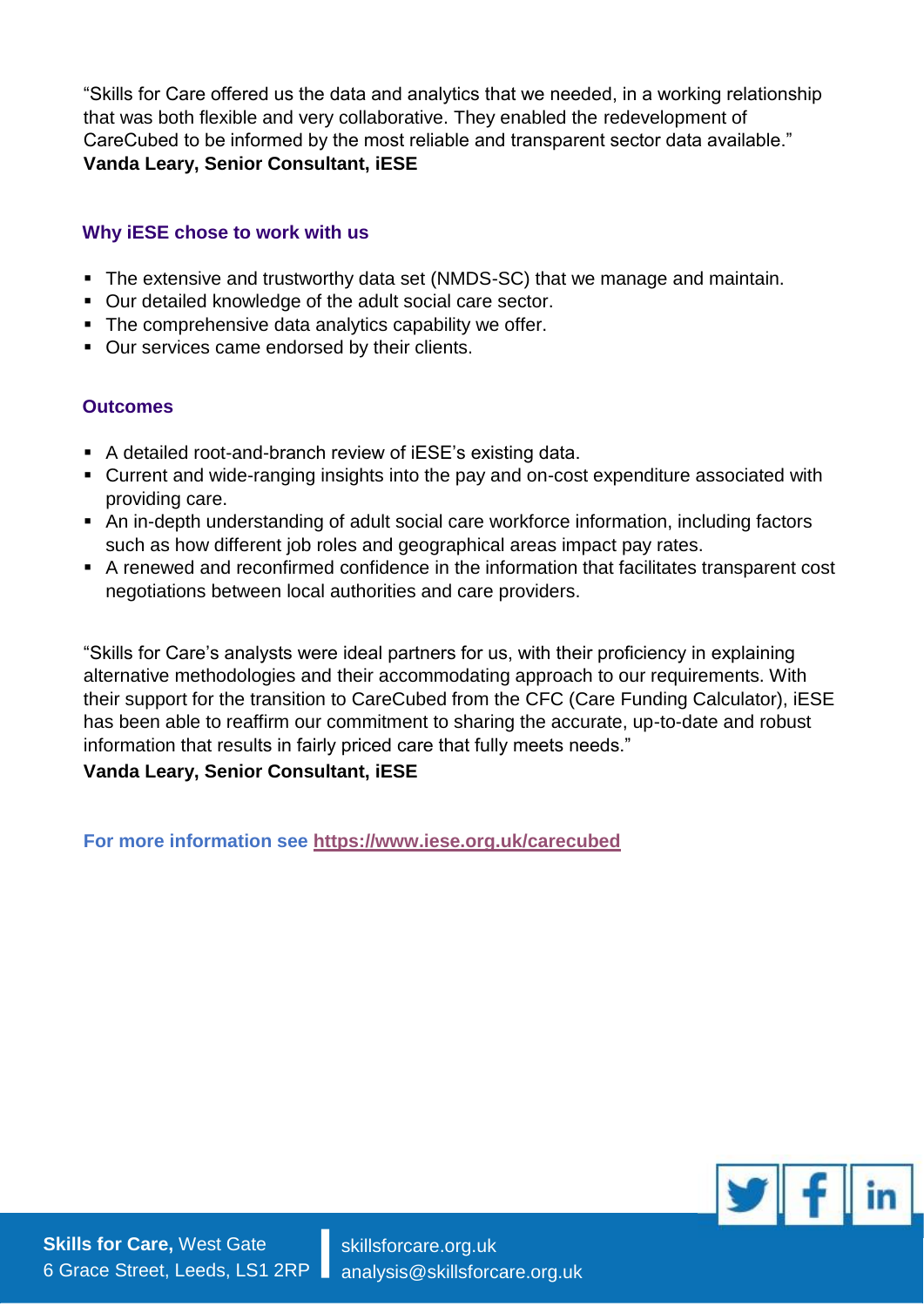"Skills for Care offered us the data and analytics that we needed, in a working relationship that was both flexible and very collaborative. They enabled the redevelopment of CareCubed to be informed by the most reliable and transparent sector data available."
**Vanda Leary, Senior Consultant, iESE**

### Why iESE chose to work with us

- The extensive and trustworthy data set (NMDS-SC) that we manage and maintain.
- Our detailed knowledge of the adult social care sector.
- The comprehensive data analytics capability we offer.
- Our services came endorsed by their clients.

### Outcomes

- A detailed root-and-branch review of iESE's existing data.
- Current and wide-ranging insights into the pay and on-cost expenditure associated with providing care.
- An in-depth understanding of adult social care workforce information, including factors such as how different job roles and geographical areas impact pay rates.
- A renewed and reconfirmed confidence in the information that facilitates transparent cost negotiations between local authorities and care providers.

"Skills for Care's analysts were ideal partners for us, with their proficiency in explaining alternative methodologies and their accommodating approach to our requirements. With their support for the transition to CareCubed from the CFC (Care Funding Calculator), iESE has been able to reaffirm our commitment to sharing the accurate, up-to-date and robust information that results in fairly priced care that fully meets needs."
**Vanda Leary, Senior Consultant, iESE**

**For more information see https://www.iese.org.uk/carecubed**

**Skills for Care,** West Gate
6 Grace Street, Leeds, LS1 2RP

skillsforcare.org.uk
analysis@skillsforcare.org.uk